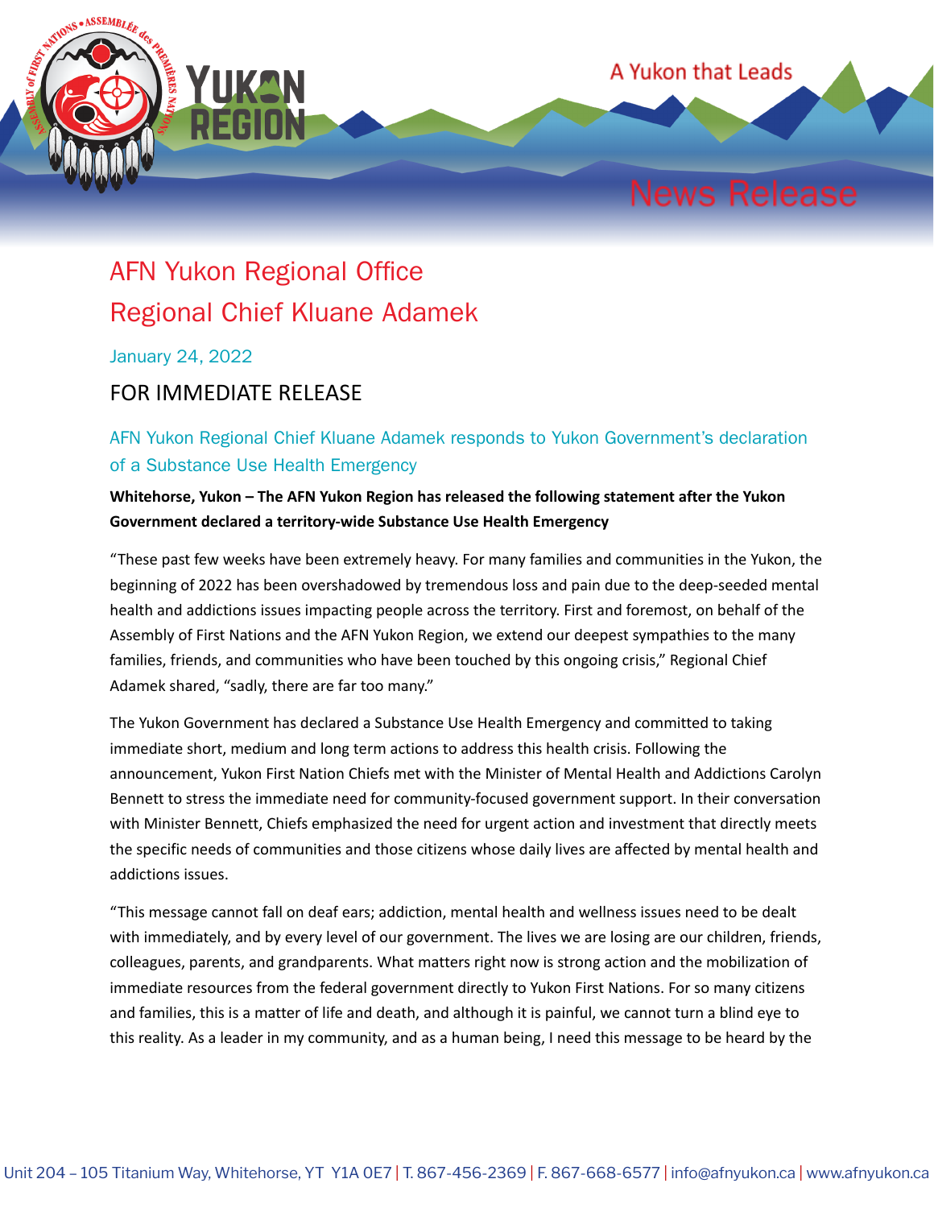A Yukon that Leads

News Release

# AFN Yukon Regional Office
# Regional Chief Kluane Adamek

January 24, 2022

## FOR IMMEDIATE RELEASE

### AFN Yukon Regional Chief Kluane Adamek responds to Yukon Government's declaration of a Substance Use Health Emergency

**Whitehorse, Yukon – The AFN Yukon Region has released the following statement after the Yukon Government declared a territory-wide Substance Use Health Emergency**

"These past few weeks have been extremely heavy. For many families and communities in the Yukon, the beginning of 2022 has been overshadowed by tremendous loss and pain due to the deep-seeded mental health and addictions issues impacting people across the territory. First and foremost, on behalf of the Assembly of First Nations and the AFN Yukon Region, we extend our deepest sympathies to the many families, friends, and communities who have been touched by this ongoing crisis," Regional Chief Adamek shared, "sadly, there are far too many."

The Yukon Government has declared a Substance Use Health Emergency and committed to taking immediate short, medium and long term actions to address this health crisis. Following the announcement, Yukon First Nation Chiefs met with the Minister of Mental Health and Addictions Carolyn Bennett to stress the immediate need for community-focused government support. In their conversation with Minister Bennett, Chiefs emphasized the need for urgent action and investment that directly meets the specific needs of communities and those citizens whose daily lives are affected by mental health and addictions issues.

"This message cannot fall on deaf ears; addiction, mental health and wellness issues need to be dealt with immediately, and by every level of our government. The lives we are losing are our children, friends, colleagues, parents, and grandparents. What matters right now is strong action and the mobilization of immediate resources from the federal government directly to Yukon First Nations. For so many citizens and families, this is a matter of life and death, and although it is painful, we cannot turn a blind eye to this reality. As a leader in my community, and as a human being, I need this message to be heard by the

Unit 204 – 105 Titanium Way, Whitehorse, YT Y1A 0E7 | T. 867-456-2369 | F. 867-668-6577 | info@afnyukon.ca | www.afnyukon.ca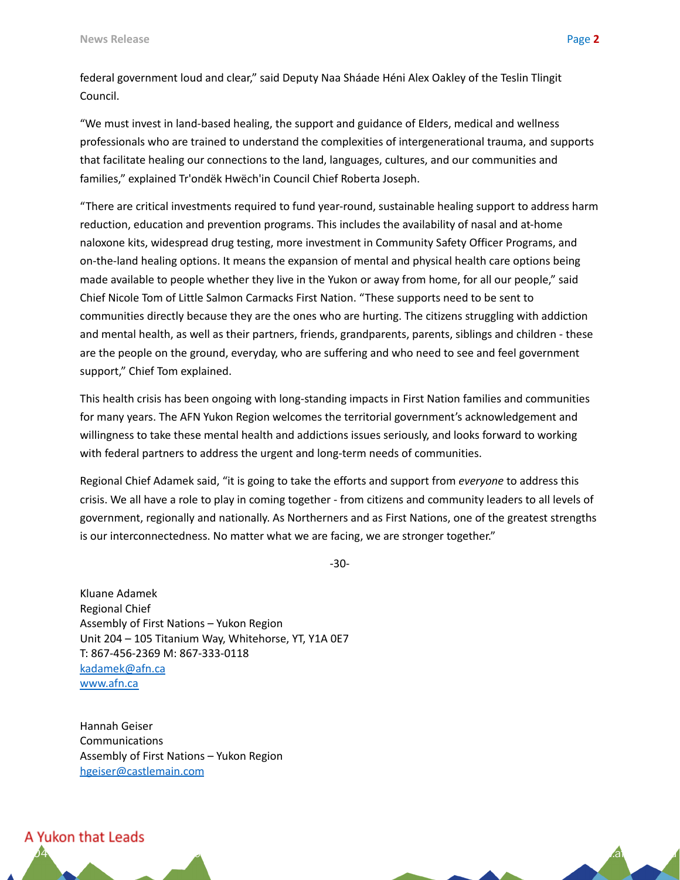federal government loud and clear," said Deputy Naa Sháade Héni Alex Oakley of the Teslin Tlingit Council.

"We must invest in land-based healing, the support and guidance of Elders, medical and wellness professionals who are trained to understand the complexities of intergenerational trauma, and supports that facilitate healing our connections to the land, languages, cultures, and our communities and families," explained Tr'ondëk Hwëch'in Council Chief Roberta Joseph.

"There are critical investments required to fund year-round, sustainable healing support to address harm reduction, education and prevention programs. This includes the availability of nasal and at-home naloxone kits, widespread drug testing, more investment in Community Safety Officer Programs, and on-the-land healing options. It means the expansion of mental and physical health care options being made available to people whether they live in the Yukon or away from home, for all our people," said Chief Nicole Tom of Little Salmon Carmacks First Nation. "These supports need to be sent to communities directly because they are the ones who are hurting. The citizens struggling with addiction and mental health, as well as their partners, friends, grandparents, parents, siblings and children - these are the people on the ground, everyday, who are suffering and who need to see and feel government support," Chief Tom explained.

This health crisis has been ongoing with long-standing impacts in First Nation families and communities for many years. The AFN Yukon Region welcomes the territorial government's acknowledgement and willingness to take these mental health and addictions issues seriously, and looks forward to working with federal partners to address the urgent and long-term needs of communities.

Regional Chief Adamek said, "it is going to take the efforts and support from *everyone* to address this crisis. We all have a role to play in coming together - from citizens and community leaders to all levels of government, regionally and nationally. As Northerners and as First Nations, one of the greatest strengths is our interconnectedness. No matter what we are facing, we are stronger together."

-30-

Kluane Adamek
Regional Chief
Assembly of First Nations – Yukon Region
Unit 204 – 105 Titanium Way, Whitehorse, YT, Y1A 0E7
T: 867-456-2369 M: 867-333-0118
[kadamek@afn.ca](mailto:kadamek@afn.ca)
[www.afn.ca](http://www.afn.ca)

Hannah Geiser
Communications
Assembly of First Nations – Yukon Region
[hgeiser@castlemain.com](mailto:hgeiser@castlemain.com)

A Yukon that Leads